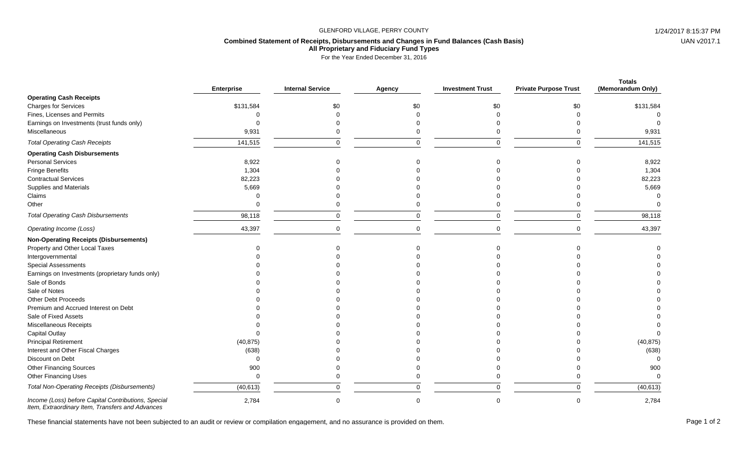GLENFORD VILLAGE, PERRY COUNTY

**Combined Statement of Receipts, Disbursements and Changes in Fund Balances (Cash Basis)**
**All Proprietary and Fiduciary Fund Types**
For the Year Ended December 31, 2016

| | Enterprise | Internal Service | Agency | Investment Trust | Private Purpose Trust | Totals (Memorandum Only) |
|---|---|---|---|---|---|---|
| **Operating Cash Receipts** | | | | | | |
| Charges for Services | $131,584 | $0 | $0 | $0 | $0 | $131,584 |
| Fines, Licenses and Permits | 0 | 0 | 0 | 0 | 0 | 0 |
| Earnings on Investments (trust funds only) | 0 | 0 | 0 | 0 | 0 | 0 |
| Miscellaneous | 9,931 | 0 | 0 | 0 | 0 | 9,931 |
| *Total Operating Cash Receipts* | 141,515 | 0 | 0 | 0 | 0 | 141,515 |
| **Operating Cash Disbursements** | | | | | | |
| Personal Services | 8,922 | 0 | 0 | 0 | 0 | 8,922 |
| Fringe Benefits | 1,304 | 0 | 0 | 0 | 0 | 1,304 |
| Contractual Services | 82,223 | 0 | 0 | 0 | 0 | 82,223 |
| Supplies and Materials | 5,669 | 0 | 0 | 0 | 0 | 5,669 |
| Claims | 0 | 0 | 0 | 0 | 0 | 0 |
| Other | 0 | 0 | 0 | 0 | 0 | 0 |
| *Total Operating Cash Disbursements* | 98,118 | 0 | 0 | 0 | 0 | 98,118 |
| *Operating Income (Loss)* | 43,397 | 0 | 0 | 0 | 0 | 43,397 |
| **Non-Operating Receipts (Disbursements)** | | | | | | |
| Property and Other Local Taxes | 0 | 0 | 0 | 0 | 0 | 0 |
| Intergovernmental | 0 | 0 | 0 | 0 | 0 | 0 |
| Special Assessments | 0 | 0 | 0 | 0 | 0 | 0 |
| Earnings on Investments (proprietary funds only) | 0 | 0 | 0 | 0 | 0 | 0 |
| Sale of Bonds | 0 | 0 | 0 | 0 | 0 | 0 |
| Sale of Notes | 0 | 0 | 0 | 0 | 0 | 0 |
| Other Debt Proceeds | 0 | 0 | 0 | 0 | 0 | 0 |
| Premium and Accrued Interest on Debt | 0 | 0 | 0 | 0 | 0 | 0 |
| Sale of Fixed Assets | 0 | 0 | 0 | 0 | 0 | 0 |
| Miscellaneous Receipts | 0 | 0 | 0 | 0 | 0 | 0 |
| Capital Outlay | 0 | 0 | 0 | 0 | 0 | 0 |
| Principal Retirement | (40,875) | 0 | 0 | 0 | 0 | (40,875) |
| Interest and Other Fiscal Charges | (638) | 0 | 0 | 0 | 0 | (638) |
| Discount on Debt | 0 | 0 | 0 | 0 | 0 | 0 |
| Other Financing Sources | 900 | 0 | 0 | 0 | 0 | 900 |
| Other Financing Uses | 0 | 0 | 0 | 0 | 0 | 0 |
| *Total Non-Operating Receipts (Disbursements)* | (40,613) | 0 | 0 | 0 | 0 | (40,613) |
| *Income (Loss) before Capital Contributions, Special Item, Extraordinary Item, Transfers and Advances* | 2,784 | 0 | 0 | 0 | 0 | 2,784 |

These financial statements have not been subjected to an audit or review or compilation engagement, and no assurance is provided on them.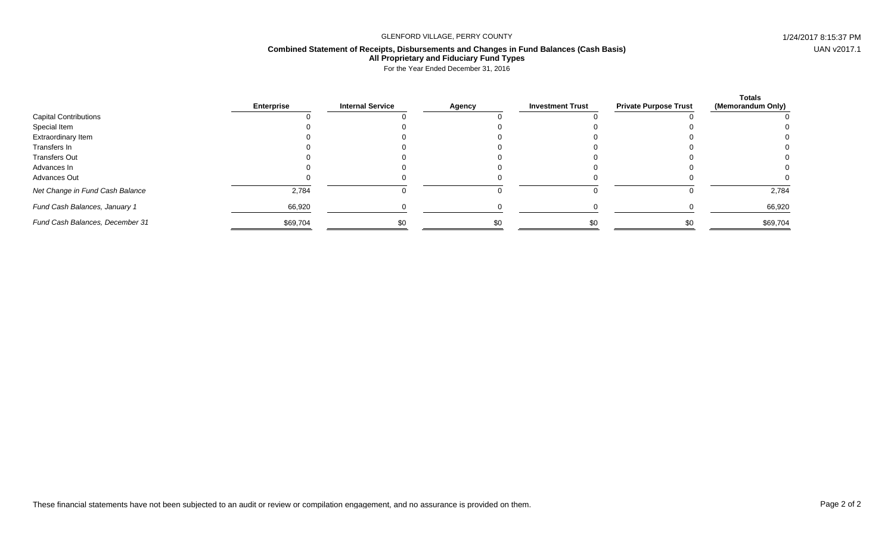GLENFORD VILLAGE, PERRY COUNTY

**Combined Statement of Receipts, Disbursements and Changes in Fund Balances (Cash Basis)**
**All Proprietary and Fiduciary Fund Types**
For the Year Ended December 31, 2016

| | Enterprise | Internal Service | Agency | Investment Trust | Private Purpose Trust | Totals (Memorandum Only) |
|---|---|---|---|---|---|---|
| Capital Contributions | 0 | 0 | 0 | 0 | 0 | 0 |
| Special Item | 0 | 0 | 0 | 0 | 0 | 0 |
| Extraordinary Item | 0 | 0 | 0 | 0 | 0 | 0 |
| Transfers In | 0 | 0 | 0 | 0 | 0 | 0 |
| Transfers Out | 0 | 0 | 0 | 0 | 0 | 0 |
| Advances In | 0 | 0 | 0 | 0 | 0 | 0 |
| Advances Out | 0 | 0 | 0 | 0 | 0 | 0 |
| *Net Change in Fund Cash Balance* | 2,784 | 0 | 0 | 0 | 0 | 2,784 |
| *Fund Cash Balances, January 1* | 66,920 | 0 | 0 | 0 | 0 | 66,920 |
| *Fund Cash Balances, December 31* | $69,704 | $0 | $0 | $0 | $0 | $69,704 |

These financial statements have not been subjected to an audit or review or compilation engagement, and no assurance is provided on them.